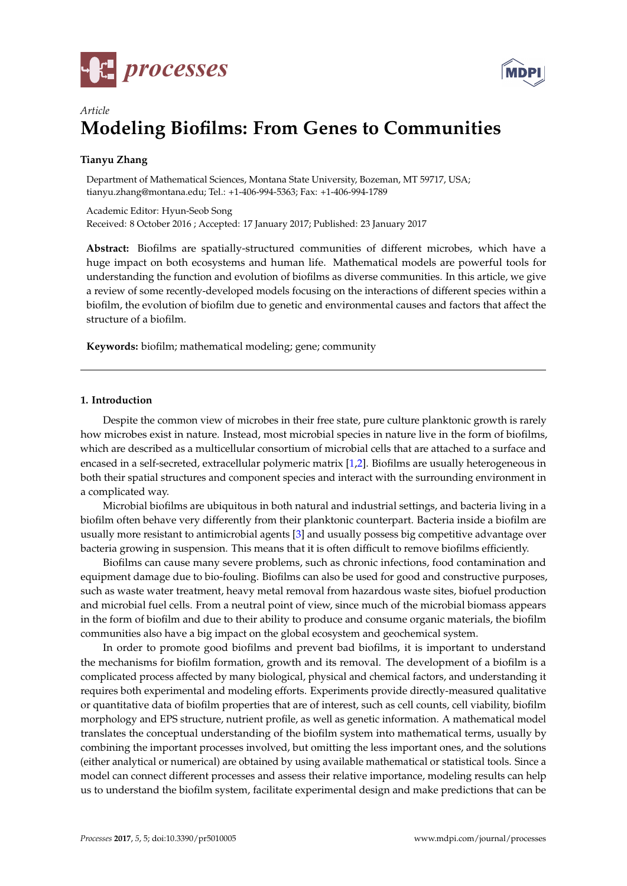*Article*

# Modeling Biofilms: From Genes to Communities

**Tianyu Zhang**

Department of Mathematical Sciences, Montana State University, Bozeman, MT 59717, USA; tianyu.zhang@montana.edu; Tel.: +1-406-994-5363; Fax: +1-406-994-1789

Academic Editor: Hyun-Seob Song
Received: 8 October 2016 ; Accepted: 17 January 2017; Published: 23 January 2017

**Abstract:** Biofilms are spatially-structured communities of different microbes, which have a huge impact on both ecosystems and human life. Mathematical models are powerful tools for understanding the function and evolution of biofilms as diverse communities. In this article, we give a review of some recently-developed models focusing on the interactions of different species within a biofilm, the evolution of biofilm due to genetic and environmental causes and factors that affect the structure of a biofilm.

**Keywords:** biofilm; mathematical modeling; gene; community

## 1. Introduction

Despite the common view of microbes in their free state, pure culture planktonic growth is rarely how microbes exist in nature. Instead, most microbial species in nature live in the form of biofilms, which are described as a multicellular consortium of microbial cells that are attached to a surface and encased in a self-secreted, extracellular polymeric matrix [1,2]. Biofilms are usually heterogeneous in both their spatial structures and component species and interact with the surrounding environment in a complicated way.

Microbial biofilms are ubiquitous in both natural and industrial settings, and bacteria living in a biofilm often behave very differently from their planktonic counterpart. Bacteria inside a biofilm are usually more resistant to antimicrobial agents [3] and usually possess big competitive advantage over bacteria growing in suspension. This means that it is often difficult to remove biofilms efficiently.

Biofilms can cause many severe problems, such as chronic infections, food contamination and equipment damage due to bio-fouling. Biofilms can also be used for good and constructive purposes, such as waste water treatment, heavy metal removal from hazardous waste sites, biofuel production and microbial fuel cells. From a neutral point of view, since much of the microbial biomass appears in the form of biofilm and due to their ability to produce and consume organic materials, the biofilm communities also have a big impact on the global ecosystem and geochemical system.

In order to promote good biofilms and prevent bad biofilms, it is important to understand the mechanisms for biofilm formation, growth and its removal. The development of a biofilm is a complicated process affected by many biological, physical and chemical factors, and understanding it requires both experimental and modeling efforts. Experiments provide directly-measured qualitative or quantitative data of biofilm properties that are of interest, such as cell counts, cell viability, biofilm morphology and EPS structure, nutrient profile, as well as genetic information. A mathematical model translates the conceptual understanding of the biofilm system into mathematical terms, usually by combining the important processes involved, but omitting the less important ones, and the solutions (either analytical or numerical) are obtained by using available mathematical or statistical tools. Since a model can connect different processes and assess their relative importance, modeling results can help us to understand the biofilm system, facilitate experimental design and make predictions that can be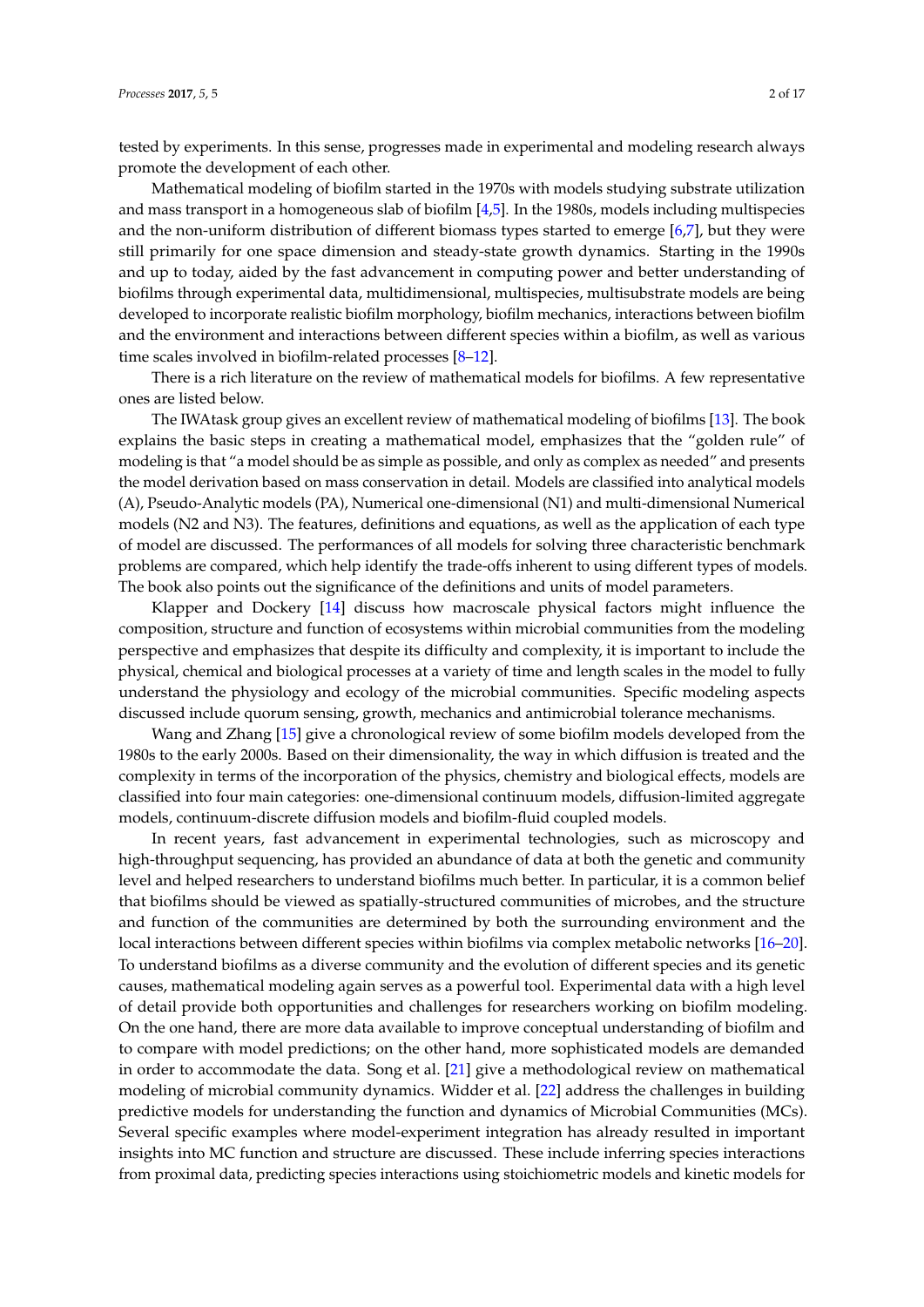tested by experiments. In this sense, progresses made in experimental and modeling research always promote the development of each other.

Mathematical modeling of biofilm started in the 1970s with models studying substrate utilization and mass transport in a homogeneous slab of biofilm [4,5]. In the 1980s, models including multispecies and the non-uniform distribution of different biomass types started to emerge [6,7], but they were still primarily for one space dimension and steady-state growth dynamics. Starting in the 1990s and up to today, aided by the fast advancement in computing power and better understanding of biofilms through experimental data, multidimensional, multispecies, multisubstrate models are being developed to incorporate realistic biofilm morphology, biofilm mechanics, interactions between biofilm and the environment and interactions between different species within a biofilm, as well as various time scales involved in biofilm-related processes [8–12].

There is a rich literature on the review of mathematical models for biofilms. A few representative ones are listed below.

The IWAtask group gives an excellent review of mathematical modeling of biofilms [13]. The book explains the basic steps in creating a mathematical model, emphasizes that the "golden rule" of modeling is that "a model should be as simple as possible, and only as complex as needed" and presents the model derivation based on mass conservation in detail. Models are classified into analytical models (A), Pseudo-Analytic models (PA), Numerical one-dimensional (N1) and multi-dimensional Numerical models (N2 and N3). The features, definitions and equations, as well as the application of each type of model are discussed. The performances of all models for solving three characteristic benchmark problems are compared, which help identify the trade-offs inherent to using different types of models. The book also points out the significance of the definitions and units of model parameters.

Klapper and Dockery [14] discuss how macroscale physical factors might influence the composition, structure and function of ecosystems within microbial communities from the modeling perspective and emphasizes that despite its difficulty and complexity, it is important to include the physical, chemical and biological processes at a variety of time and length scales in the model to fully understand the physiology and ecology of the microbial communities. Specific modeling aspects discussed include quorum sensing, growth, mechanics and antimicrobial tolerance mechanisms.

Wang and Zhang [15] give a chronological review of some biofilm models developed from the 1980s to the early 2000s. Based on their dimensionality, the way in which diffusion is treated and the complexity in terms of the incorporation of the physics, chemistry and biological effects, models are classified into four main categories: one-dimensional continuum models, diffusion-limited aggregate models, continuum-discrete diffusion models and biofilm-fluid coupled models.

In recent years, fast advancement in experimental technologies, such as microscopy and high-throughput sequencing, has provided an abundance of data at both the genetic and community level and helped researchers to understand biofilms much better. In particular, it is a common belief that biofilms should be viewed as spatially-structured communities of microbes, and the structure and function of the communities are determined by both the surrounding environment and the local interactions between different species within biofilms via complex metabolic networks [16–20]. To understand biofilms as a diverse community and the evolution of different species and its genetic causes, mathematical modeling again serves as a powerful tool. Experimental data with a high level of detail provide both opportunities and challenges for researchers working on biofilm modeling. On the one hand, there are more data available to improve conceptual understanding of biofilm and to compare with model predictions; on the other hand, more sophisticated models are demanded in order to accommodate the data. Song et al. [21] give a methodological review on mathematical modeling of microbial community dynamics. Widder et al. [22] address the challenges in building predictive models for understanding the function and dynamics of Microbial Communities (MCs). Several specific examples where model-experiment integration has already resulted in important insights into MC function and structure are discussed. These include inferring species interactions from proximal data, predicting species interactions using stoichiometric models and kinetic models for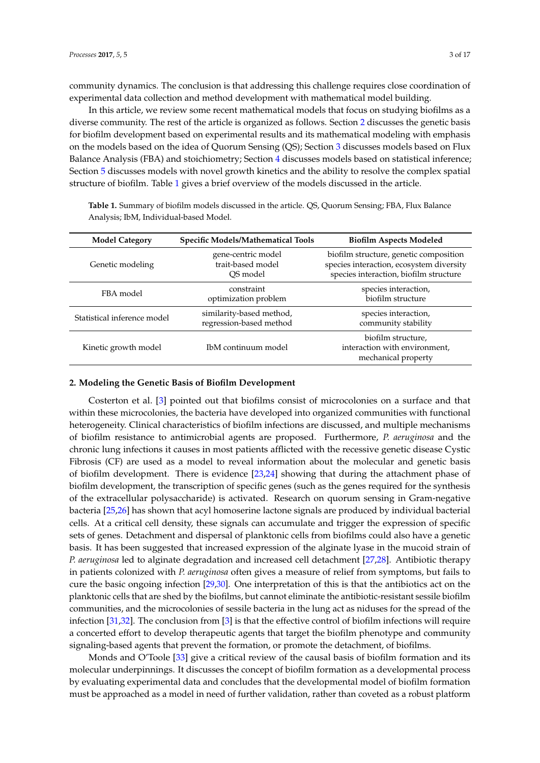community dynamics. The conclusion is that addressing this challenge requires close coordination of experimental data collection and method development with mathematical model building.

In this article, we review some recent mathematical models that focus on studying biofilms as a diverse community. The rest of the article is organized as follows. Section 2 discusses the genetic basis for biofilm development based on experimental results and its mathematical modeling with emphasis on the models based on the idea of Quorum Sensing (QS); Section 3 discusses models based on Flux Balance Analysis (FBA) and stoichiometry; Section 4 discusses models based on statistical inference; Section 5 discusses models with novel growth kinetics and the ability to resolve the complex spatial structure of biofilm. Table 1 gives a brief overview of the models discussed in the article.

**Table 1.** Summary of biofilm models discussed in the article. QS, Quorum Sensing; FBA, Flux Balance Analysis; IbM, Individual-based Model.

| Model Category | Specific Models/Mathematical Tools | Biofilm Aspects Modeled |
|---|---|---|
| Genetic modeling | gene-centric model<br>trait-based model<br>QS model | biofilm structure, genetic composition<br>species interaction, ecosystem diversity<br>species interaction, biofilm structure |
| FBA model | constraint<br>optimization problem | species interaction,<br>biofilm structure |
| Statistical inference model | similarity-based method,<br>regression-based method | species interaction,<br>community stability |
| Kinetic growth model | IbM continuum model | biofilm structure,<br>interaction with environment,<br>mechanical property |

## 2. Modeling the Genetic Basis of Biofilm Development

Costerton et al. [3] pointed out that biofilms consist of microcolonies on a surface and that within these microcolonies, the bacteria have developed into organized communities with functional heterogeneity. Clinical characteristics of biofilm infections are discussed, and multiple mechanisms of biofilm resistance to antimicrobial agents are proposed. Furthermore, *P. aeruginosa* and the chronic lung infections it causes in most patients afflicted with the recessive genetic disease Cystic Fibrosis (CF) are used as a model to reveal information about the molecular and genetic basis of biofilm development. There is evidence [23,24] showing that during the attachment phase of biofilm development, the transcription of specific genes (such as the genes required for the synthesis of the extracellular polysaccharide) is activated. Research on quorum sensing in Gram-negative bacteria [25,26] has shown that acyl homoserine lactone signals are produced by individual bacterial cells. At a critical cell density, these signals can accumulate and trigger the expression of specific sets of genes. Detachment and dispersal of planktonic cells from biofilms could also have a genetic basis. It has been suggested that increased expression of the alginate lyase in the mucoid strain of *P. aeruginosa* led to alginate degradation and increased cell detachment [27,28]. Antibiotic therapy in patients colonized with *P. aeruginosa* often gives a measure of relief from symptoms, but fails to cure the basic ongoing infection [29,30]. One interpretation of this is that the antibiotics act on the planktonic cells that are shed by the biofilms, but cannot eliminate the antibiotic-resistant sessile biofilm communities, and the microcolonies of sessile bacteria in the lung act as niduses for the spread of the infection [31,32]. The conclusion from [3] is that the effective control of biofilm infections will require a concerted effort to develop therapeutic agents that target the biofilm phenotype and community signaling-based agents that prevent the formation, or promote the detachment, of biofilms.

Monds and O'Toole [33] give a critical review of the causal basis of biofilm formation and its molecular underpinnings. It discusses the concept of biofilm formation as a developmental process by evaluating experimental data and concludes that the developmental model of biofilm formation must be approached as a model in need of further validation, rather than coveted as a robust platform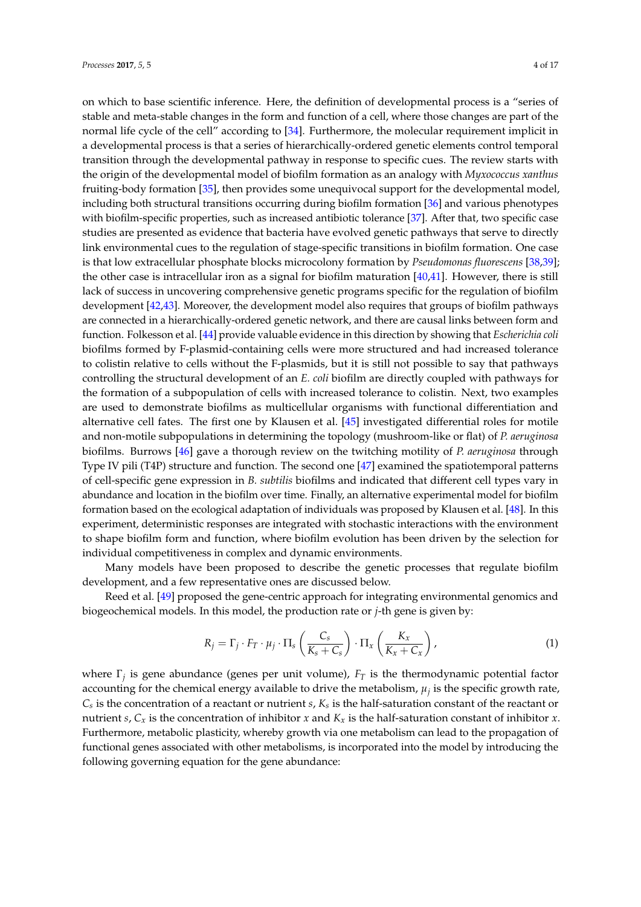on which to base scientific inference. Here, the definition of developmental process is a "series of stable and meta-stable changes in the form and function of a cell, where those changes are part of the normal life cycle of the cell" according to [34]. Furthermore, the molecular requirement implicit in a developmental process is that a series of hierarchically-ordered genetic elements control temporal transition through the developmental pathway in response to specific cues. The review starts with the origin of the developmental model of biofilm formation as an analogy with *Myxococcus xanthus* fruiting-body formation [35], then provides some unequivocal support for the developmental model, including both structural transitions occurring during biofilm formation [36] and various phenotypes with biofilm-specific properties, such as increased antibiotic tolerance [37]. After that, two specific case studies are presented as evidence that bacteria have evolved genetic pathways that serve to directly link environmental cues to the regulation of stage-specific transitions in biofilm formation. One case is that low extracellular phosphate blocks microcolony formation by *Pseudomonas fluorescens* [38,39]; the other case is intracellular iron as a signal for biofilm maturation [40,41]. However, there is still lack of success in uncovering comprehensive genetic programs specific for the regulation of biofilm development [42,43]. Moreover, the development model also requires that groups of biofilm pathways are connected in a hierarchically-ordered genetic network, and there are causal links between form and function. Folkesson et al. [44] provide valuable evidence in this direction by showing that *Escherichia coli* biofilms formed by F-plasmid-containing cells were more structured and had increased tolerance to colistin relative to cells without the F-plasmids, but it is still not possible to say that pathways controlling the structural development of an *E. coli* biofilm are directly coupled with pathways for the formation of a subpopulation of cells with increased tolerance to colistin. Next, two examples are used to demonstrate biofilms as multicellular organisms with functional differentiation and alternative cell fates. The first one by Klausen et al. [45] investigated differential roles for motile and non-motile subpopulations in determining the topology (mushroom-like or flat) of *P. aeruginosa* biofilms. Burrows [46] gave a thorough review on the twitching motility of *P. aeruginosa* through Type IV pili (T4P) structure and function. The second one [47] examined the spatiotemporal patterns of cell-specific gene expression in *B. subtilis* biofilms and indicated that different cell types vary in abundance and location in the biofilm over time. Finally, an alternative experimental model for biofilm formation based on the ecological adaptation of individuals was proposed by Klausen et al. [48]. In this experiment, deterministic responses are integrated with stochastic interactions with the environment to shape biofilm form and function, where biofilm evolution has been driven by the selection for individual competitiveness in complex and dynamic environments.

Many models have been proposed to describe the genetic processes that regulate biofilm development, and a few representative ones are discussed below.

Reed et al. [49] proposed the gene-centric approach for integrating environmental genomics and biogeochemical models. In this model, the production rate or $j$-th gene is given by:

$$R_j = \Gamma_j \cdot F_T \cdot \mu_j \cdot \Pi_s \left( \frac{C_s}{K_s + C_s} \right) \cdot \Pi_x \left( \frac{K_x}{K_x + C_x} \right), \tag{1}$$

where $\Gamma_j$ is gene abundance (genes per unit volume), $F_T$ is the thermodynamic potential factor accounting for the chemical energy available to drive the metabolism, $\mu_j$ is the specific growth rate, $C_s$ is the concentration of a reactant or nutrient $s$, $K_s$ is the half-saturation constant of the reactant or nutrient $s$, $C_x$ is the concentration of inhibitor $x$ and $K_x$ is the half-saturation constant of inhibitor $x$. Furthermore, metabolic plasticity, whereby growth via one metabolism can lead to the propagation of functional genes associated with other metabolisms, is incorporated into the model by introducing the following governing equation for the gene abundance: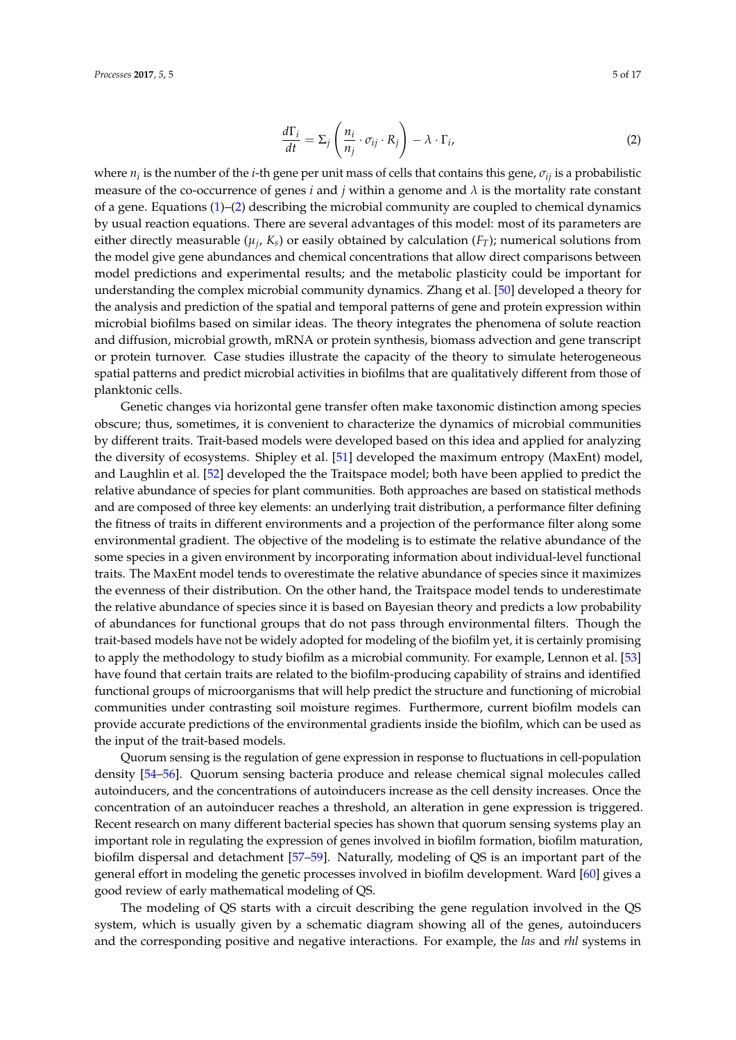$$\frac{d\Gamma_i}{dt} = \Sigma_j \left( \frac{n_i}{n_j} \cdot \sigma_{ij} \cdot R_j \right) - \lambda \cdot \Gamma_i, \tag{2}$$

where $n_i$ is the number of the $i$-th gene per unit mass of cells that contains this gene, $\sigma_{ij}$ is a probabilistic measure of the co-occurrence of genes $i$ and $j$ within a genome and $\lambda$ is the mortality rate constant of a gene. Equations (1)–(2) describing the microbial community are coupled to chemical dynamics by usual reaction equations. There are several advantages of this model: most of its parameters are either directly measurable ($\mu_j$, $K_s$) or easily obtained by calculation ($F_T$); numerical solutions from the model give gene abundances and chemical concentrations that allow direct comparisons between model predictions and experimental results; and the metabolic plasticity could be important for understanding the complex microbial community dynamics. Zhang et al. [50] developed a theory for the analysis and prediction of the spatial and temporal patterns of gene and protein expression within microbial biofilms based on similar ideas. The theory integrates the phenomena of solute reaction and diffusion, microbial growth, mRNA or protein synthesis, biomass advection and gene transcript or protein turnover. Case studies illustrate the capacity of the theory to simulate heterogeneous spatial patterns and predict microbial activities in biofilms that are qualitatively different from those of planktonic cells.

Genetic changes via horizontal gene transfer often make taxonomic distinction among species obscure; thus, sometimes, it is convenient to characterize the dynamics of microbial communities by different traits. Trait-based models were developed based on this idea and applied for analyzing the diversity of ecosystems. Shipley et al. [51] developed the maximum entropy (MaxEnt) model, and Laughlin et al. [52] developed the the Traitspace model; both have been applied to predict the relative abundance of species for plant communities. Both approaches are based on statistical methods and are composed of three key elements: an underlying trait distribution, a performance filter defining the fitness of traits in different environments and a projection of the performance filter along some environmental gradient. The objective of the modeling is to estimate the relative abundance of the some species in a given environment by incorporating information about individual-level functional traits. The MaxEnt model tends to overestimate the relative abundance of species since it maximizes the evenness of their distribution. On the other hand, the Traitspace model tends to underestimate the relative abundance of species since it is based on Bayesian theory and predicts a low probability of abundances for functional groups that do not pass through environmental filters. Though the trait-based models have not be widely adopted for modeling of the biofilm yet, it is certainly promising to apply the methodology to study biofilm as a microbial community. For example, Lennon et al. [53] have found that certain traits are related to the biofilm-producing capability of strains and identified functional groups of microorganisms that will help predict the structure and functioning of microbial communities under contrasting soil moisture regimes. Furthermore, current biofilm models can provide accurate predictions of the environmental gradients inside the biofilm, which can be used as the input of the trait-based models.

Quorum sensing is the regulation of gene expression in response to fluctuations in cell-population density [54–56]. Quorum sensing bacteria produce and release chemical signal molecules called autoinducers, and the concentrations of autoinducers increase as the cell density increases. Once the concentration of an autoinducer reaches a threshold, an alteration in gene expression is triggered. Recent research on many different bacterial species has shown that quorum sensing systems play an important role in regulating the expression of genes involved in biofilm formation, biofilm maturation, biofilm dispersal and detachment [57–59]. Naturally, modeling of QS is an important part of the general effort in modeling the genetic processes involved in biofilm development. Ward [60] gives a good review of early mathematical modeling of QS.

The modeling of QS starts with a circuit describing the gene regulation involved in the QS system, which is usually given by a schematic diagram showing all of the genes, autoinducers and the corresponding positive and negative interactions. For example, the *las* and *rhl* systems in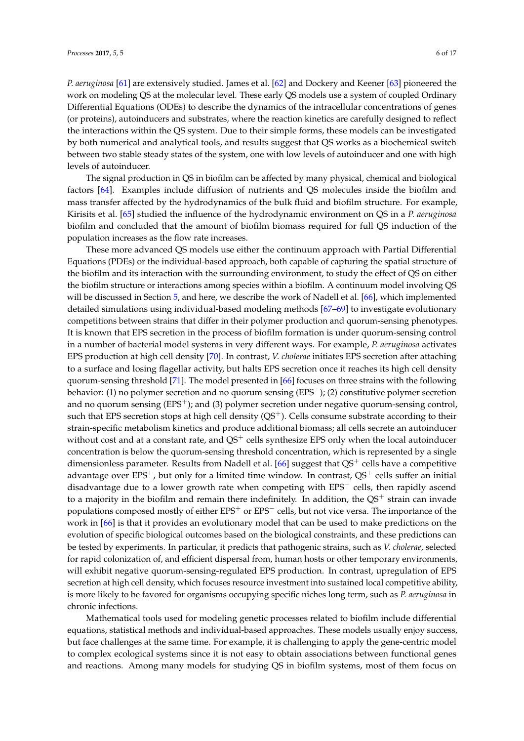*P. aeruginosa* [61] are extensively studied. James et al. [62] and Dockery and Keener [63] pioneered the work on modeling QS at the molecular level. These early QS models use a system of coupled Ordinary Differential Equations (ODEs) to describe the dynamics of the intracellular concentrations of genes (or proteins), autoinducers and substrates, where the reaction kinetics are carefully designed to reflect the interactions within the QS system. Due to their simple forms, these models can be investigated by both numerical and analytical tools, and results suggest that QS works as a biochemical switch between two stable steady states of the system, one with low levels of autoinducer and one with high levels of autoinducer.

The signal production in QS in biofilm can be affected by many physical, chemical and biological factors [64]. Examples include diffusion of nutrients and QS molecules inside the biofilm and mass transfer affected by the hydrodynamics of the bulk fluid and biofilm structure. For example, Kirisits et al. [65] studied the influence of the hydrodynamic environment on QS in a *P. aeruginosa* biofilm and concluded that the amount of biofilm biomass required for full QS induction of the population increases as the flow rate increases.

These more advanced QS models use either the continuum approach with Partial Differential Equations (PDEs) or the individual-based approach, both capable of capturing the spatial structure of the biofilm and its interaction with the surrounding environment, to study the effect of QS on either the biofilm structure or interactions among species within a biofilm. A continuum model involving QS will be discussed in Section 5, and here, we describe the work of Nadell et al. [66], which implemented detailed simulations using individual-based modeling methods [67–69] to investigate evolutionary competitions between strains that differ in their polymer production and quorum-sensing phenotypes. It is known that EPS secretion in the process of biofilm formation is under quorum-sensing control in a number of bacterial model systems in very different ways. For example, *P. aeruginosa* activates EPS production at high cell density [70]. In contrast, *V. cholerae* initiates EPS secretion after attaching to a surface and losing flagellar activity, but halts EPS secretion once it reaches its high cell density quorum-sensing threshold [71]. The model presented in [66] focuses on three strains with the following behavior: (1) no polymer secretion and no quorum sensing ($EPS^-$); (2) constitutive polymer secretion and no quorum sensing ($EPS^+$); and (3) polymer secretion under negative quorum-sensing control, such that EPS secretion stops at high cell density ($QS^+$). Cells consume substrate according to their strain-specific metabolism kinetics and produce additional biomass; all cells secrete an autoinducer without cost and at a constant rate, and $QS^+$ cells synthesize EPS only when the local autoinducer concentration is below the quorum-sensing threshold concentration, which is represented by a single dimensionless parameter. Results from Nadell et al. [66] suggest that $QS^+$ cells have a competitive advantage over $EPS^+$, but only for a limited time window. In contrast, $QS^+$ cells suffer an initial disadvantage due to a lower growth rate when competing with $EPS^-$ cells, then rapidly ascend to a majority in the biofilm and remain there indefinitely. In addition, the $QS^+$ strain can invade populations composed mostly of either $EPS^+$ or $EPS^-$ cells, but not vice versa. The importance of the work in [66] is that it provides an evolutionary model that can be used to make predictions on the evolution of specific biological outcomes based on the biological constraints, and these predictions can be tested by experiments. In particular, it predicts that pathogenic strains, such as *V. cholerae*, selected for rapid colonization of, and efficient dispersal from, human hosts or other temporary environments, will exhibit negative quorum-sensing-regulated EPS production. In contrast, upregulation of EPS secretion at high cell density, which focuses resource investment into sustained local competitive ability, is more likely to be favored for organisms occupying specific niches long term, such as *P. aeruginosa* in chronic infections.

Mathematical tools used for modeling genetic processes related to biofilm include differential equations, statistical methods and individual-based approaches. These models usually enjoy success, but face challenges at the same time. For example, it is challenging to apply the gene-centric model to complex ecological systems since it is not easy to obtain associations between functional genes and reactions. Among many models for studying QS in biofilm systems, most of them focus on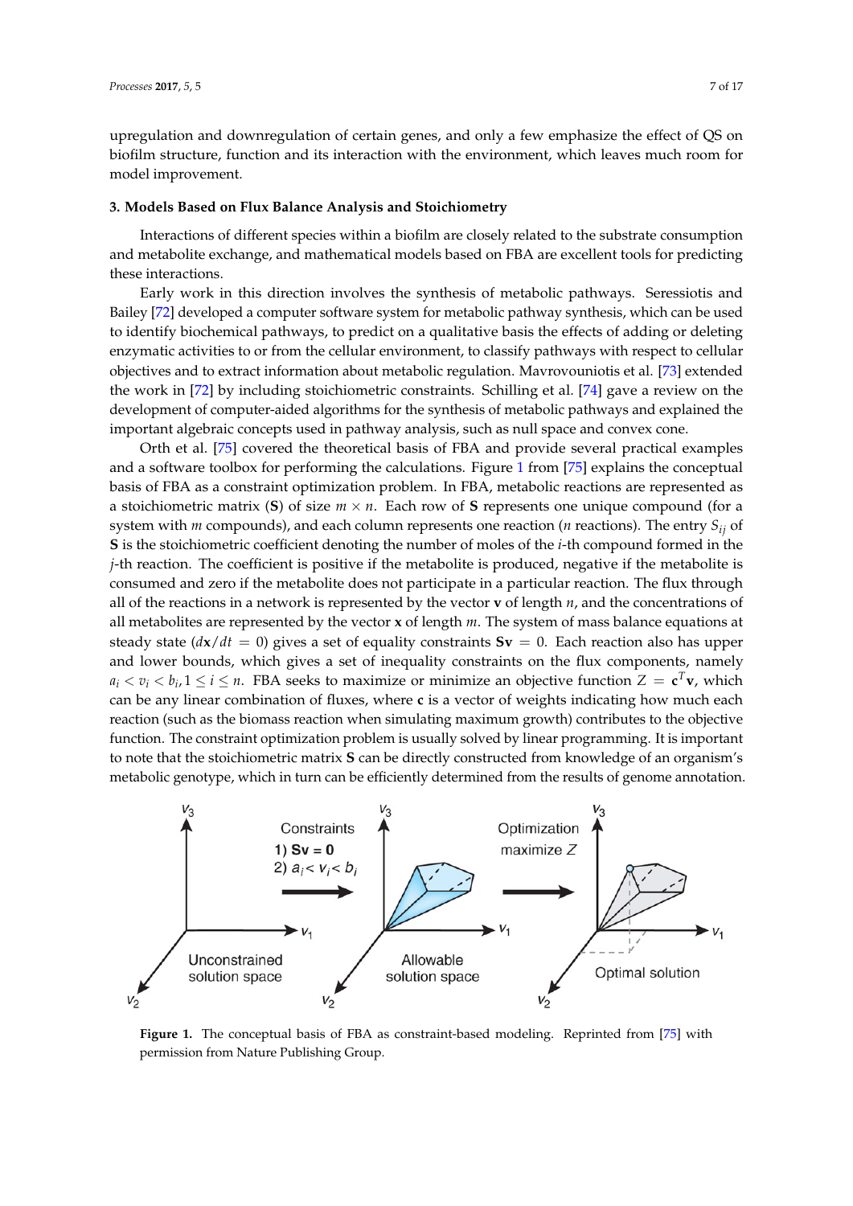upregulation and downregulation of certain genes, and only a few emphasize the effect of QS on biofilm structure, function and its interaction with the environment, which leaves much room for model improvement.

## 3. Models Based on Flux Balance Analysis and Stoichiometry

Interactions of different species within a biofilm are closely related to the substrate consumption and metabolite exchange, and mathematical models based on FBA are excellent tools for predicting these interactions.

Early work in this direction involves the synthesis of metabolic pathways. Seressiotis and Bailey [72] developed a computer software system for metabolic pathway synthesis, which can be used to identify biochemical pathways, to predict on a qualitative basis the effects of adding or deleting enzymatic activities to or from the cellular environment, to classify pathways with respect to cellular objectives and to extract information about metabolic regulation. Mavrovouniotis et al. [73] extended the work in [72] by including stoichiometric constraints. Schilling et al. [74] gave a review on the development of computer-aided algorithms for the synthesis of metabolic pathways and explained the important algebraic concepts used in pathway analysis, such as null space and convex cone.

Orth et al. [75] covered the theoretical basis of FBA and provide several practical examples and a software toolbox for performing the calculations. Figure 1 from [75] explains the conceptual basis of FBA as a constraint optimization problem. In FBA, metabolic reactions are represented as a stoichiometric matrix (**S**) of size $m \times n$. Each row of **S** represents one unique compound (for a system with $m$ compounds), and each column represents one reaction ($n$ reactions). The entry $S_{ij}$ of **S** is the stoichiometric coefficient denoting the number of moles of the $i$-th compound formed in the $j$-th reaction. The coefficient is positive if the metabolite is produced, negative if the metabolite is consumed and zero if the metabolite does not participate in a particular reaction. The flux through all of the reactions in a network is represented by the vector **v** of length $n$, and the concentrations of all metabolites are represented by the vector **x** of length $m$. The system of mass balance equations at steady state ($d\mathbf{x}/dt = 0$) gives a set of equality constraints $\mathbf{Sv} = 0$. Each reaction also has upper and lower bounds, which gives a set of inequality constraints on the flux components, namely $a_i < v_i < b_i, 1 \leq i \leq n$. FBA seeks to maximize or minimize an objective function $Z = \mathbf{c}^T\mathbf{v}$, which can be any linear combination of fluxes, where **c** is a vector of weights indicating how much each reaction (such as the biomass reaction when simulating maximum growth) contributes to the objective function. The constraint optimization problem is usually solved by linear programming. It is important to note that the stoichiometric matrix **S** can be directly constructed from knowledge of an organism's metabolic genotype, which in turn can be efficiently determined from the results of genome annotation.

**Figure 1.** The conceptual basis of FBA as constraint-based modeling. Reprinted from [75] with permission from Nature Publishing Group.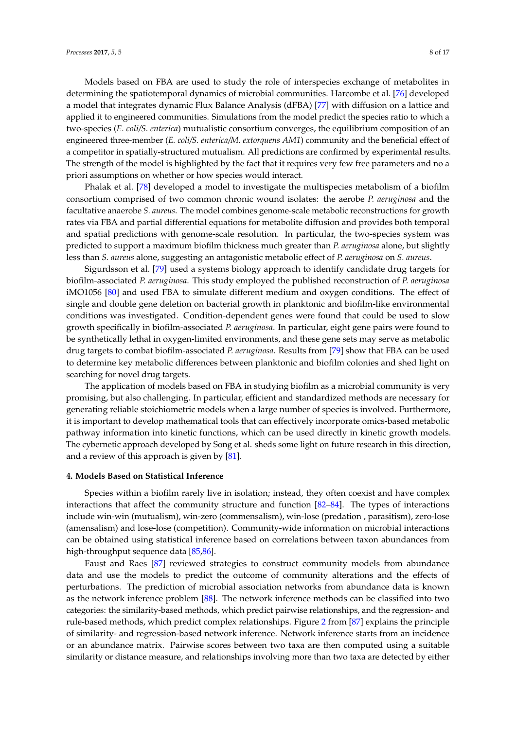Models based on FBA are used to study the role of interspecies exchange of metabolites in determining the spatiotemporal dynamics of microbial communities. Harcombe et al. [76] developed a model that integrates dynamic Flux Balance Analysis (dFBA) [77] with diffusion on a lattice and applied it to engineered communities. Simulations from the model predict the species ratio to which a two-species (*E. coli/S. enterica*) mutualistic consortium converges, the equilibrium composition of an engineered three-member (*E. coli/S. enterica/M. extorquens AM1*) community and the beneficial effect of a competitor in spatially-structured mutualism. All predictions are confirmed by experimental results. The strength of the model is highlighted by the fact that it requires very few free parameters and no a priori assumptions on whether or how species would interact.

Phalak et al. [78] developed a model to investigate the multispecies metabolism of a biofilm consortium comprised of two common chronic wound isolates: the aerobe *P. aeruginosa* and the facultative anaerobe *S. aureus*. The model combines genome-scale metabolic reconstructions for growth rates via FBA and partial differential equations for metabolite diffusion and provides both temporal and spatial predictions with genome-scale resolution. In particular, the two-species system was predicted to support a maximum biofilm thickness much greater than *P. aeruginosa* alone, but slightly less than *S. aureus* alone, suggesting an antagonistic metabolic effect of *P. aeruginosa* on *S. aureus*.

Sigurdsson et al. [79] used a systems biology approach to identify candidate drug targets for biofilm-associated *P. aeruginosa*. This study employed the published reconstruction of *P. aeruginosa* iMO1056 [80] and used FBA to simulate different medium and oxygen conditions. The effect of single and double gene deletion on bacterial growth in planktonic and biofilm-like environmental conditions was investigated. Condition-dependent genes were found that could be used to slow growth specifically in biofilm-associated *P. aeruginosa*. In particular, eight gene pairs were found to be synthetically lethal in oxygen-limited environments, and these gene sets may serve as metabolic drug targets to combat biofilm-associated *P. aeruginosa*. Results from [79] show that FBA can be used to determine key metabolic differences between planktonic and biofilm colonies and shed light on searching for novel drug targets.

The application of models based on FBA in studying biofilm as a microbial community is very promising, but also challenging. In particular, efficient and standardized methods are necessary for generating reliable stoichiometric models when a large number of species is involved. Furthermore, it is important to develop mathematical tools that can effectively incorporate omics-based metabolic pathway information into kinetic functions, which can be used directly in kinetic growth models. The cybernetic approach developed by Song et al. sheds some light on future research in this direction, and a review of this approach is given by [81].

## 4. Models Based on Statistical Inference

Species within a biofilm rarely live in isolation; instead, they often coexist and have complex interactions that affect the community structure and function [82–84]. The types of interactions include win-win (mutualism), win-zero (commensalism), win-lose (predation , parasitism), zero-lose (amensalism) and lose-lose (competition). Community-wide information on microbial interactions can be obtained using statistical inference based on correlations between taxon abundances from high-throughput sequence data [85,86].

Faust and Raes [87] reviewed strategies to construct community models from abundance data and use the models to predict the outcome of community alterations and the effects of perturbations. The prediction of microbial association networks from abundance data is known as the network inference problem [88]. The network inference methods can be classified into two categories: the similarity-based methods, which predict pairwise relationships, and the regression- and rule-based methods, which predict complex relationships. Figure 2 from [87] explains the principle of similarity- and regression-based network inference. Network inference starts from an incidence or an abundance matrix. Pairwise scores between two taxa are then computed using a suitable similarity or distance measure, and relationships involving more than two taxa are detected by either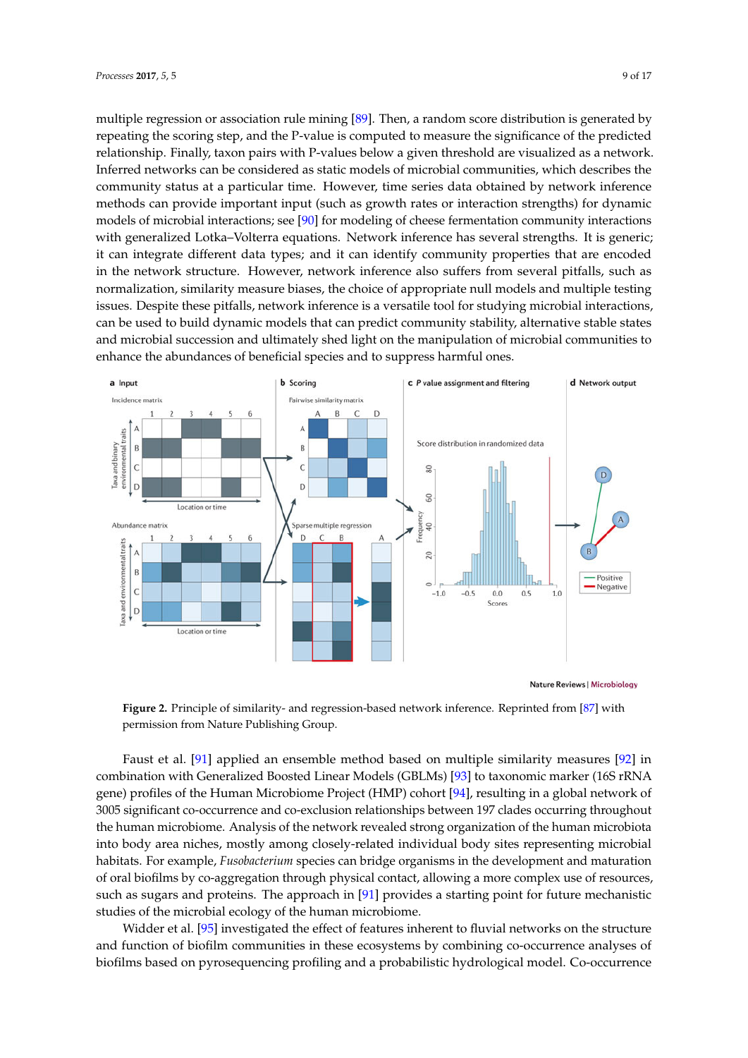multiple regression or association rule mining [89]. Then, a random score distribution is generated by repeating the scoring step, and the P-value is computed to measure the significance of the predicted relationship. Finally, taxon pairs with P-values below a given threshold are visualized as a network. Inferred networks can be considered as static models of microbial communities, which describes the community status at a particular time. However, time series data obtained by network inference methods can provide important input (such as growth rates or interaction strengths) for dynamic models of microbial interactions; see [90] for modeling of cheese fermentation community interactions with generalized Lotka–Volterra equations. Network inference has several strengths. It is generic; it can integrate different data types; and it can identify community properties that are encoded in the network structure. However, network inference also suffers from several pitfalls, such as normalization, similarity measure biases, the choice of appropriate null models and multiple testing issues. Despite these pitfalls, network inference is a versatile tool for studying microbial interactions, can be used to build dynamic models that can predict community stability, alternative stable states and microbial succession and ultimately shed light on the manipulation of microbial communities to enhance the abundances of beneficial species and to suppress harmful ones.

**Figure 2.** Principle of similarity- and regression-based network inference. Reprinted from [87] with permission from Nature Publishing Group.

Faust et al. [91] applied an ensemble method based on multiple similarity measures [92] in combination with Generalized Boosted Linear Models (GBLMs) [93] to taxonomic marker (16S rRNA gene) profiles of the Human Microbiome Project (HMP) cohort [94], resulting in a global network of 3005 significant co-occurrence and co-exclusion relationships between 197 clades occurring throughout the human microbiome. Analysis of the network revealed strong organization of the human microbiota into body area niches, mostly among closely-related individual body sites representing microbial habitats. For example, *Fusobacterium* species can bridge organisms in the development and maturation of oral biofilms by co-aggregation through physical contact, allowing a more complex use of resources, such as sugars and proteins. The approach in [91] provides a starting point for future mechanistic studies of the microbial ecology of the human microbiome.

Widder et al. [95] investigated the effect of features inherent to fluvial networks on the structure and function of biofilm communities in these ecosystems by combining co-occurrence analyses of biofilms based on pyrosequencing profiling and a probabilistic hydrological model. Co-occurrence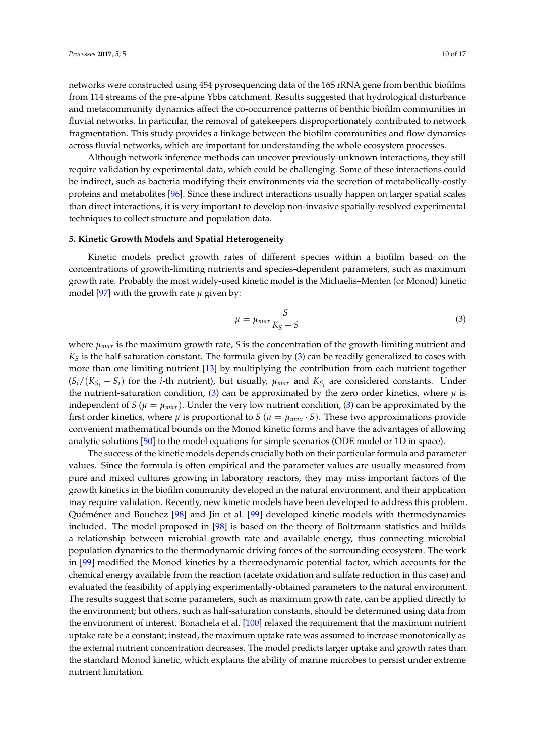networks were constructed using 454 pyrosequencing data of the 16S rRNA gene from benthic biofilms from 114 streams of the pre-alpine Ybbs catchment. Results suggested that hydrological disturbance and metacommunity dynamics affect the co-occurrence patterns of benthic biofilm communities in fluvial networks. In particular, the removal of gatekeepers disproportionately contributed to network fragmentation. This study provides a linkage between the biofilm communities and flow dynamics across fluvial networks, which are important for understanding the whole ecosystem processes.

Although network inference methods can uncover previously-unknown interactions, they still require validation by experimental data, which could be challenging. Some of these interactions could be indirect, such as bacteria modifying their environments via the secretion of metabolically-costly proteins and metabolites [96]. Since these indirect interactions usually happen on larger spatial scales than direct interactions, it is very important to develop non-invasive spatially-resolved experimental techniques to collect structure and population data.

## 5. Kinetic Growth Models and Spatial Heterogeneity

Kinetic models predict growth rates of different species within a biofilm based on the concentrations of growth-limiting nutrients and species-dependent parameters, such as maximum growth rate. Probably the most widely-used kinetic model is the Michaelis–Menten (or Monod) kinetic model [97] with the growth rate $\mu$ given by:

$$\mu = \mu_{max} \frac{S}{K_S + S} \tag{3}$$

where $\mu_{max}$ is the maximum growth rate, $S$ is the concentration of the growth-limiting nutrient and $K_S$ is the half-saturation constant. The formula given by (3) can be readily generalized to cases with more than one limiting nutrient [13] by multiplying the contribution from each nutrient together ($S_i/(K_{S_i} + S_i)$ for the $i$-th nutrient), but usually, $\mu_{max}$ and $K_{S_i}$ are considered constants. Under the nutrient-saturation condition, (3) can be approximated by the zero order kinetics, where $\mu$ is independent of $S$ ($\mu = \mu_{max}$). Under the very low nutrient condition, (3) can be approximated by the first order kinetics, where $\mu$ is proportional to $S$ ($\mu = \mu_{max} \cdot S$). These two approximations provide convenient mathematical bounds on the Monod kinetic forms and have the advantages of allowing analytic solutions [50] to the model equations for simple scenarios (ODE model or 1D in space).

The success of the kinetic models depends crucially both on their particular formula and parameter values. Since the formula is often empirical and the parameter values are usually measured from pure and mixed cultures growing in laboratory reactors, they may miss important factors of the growth kinetics in the biofilm community developed in the natural environment, and their application may require validation. Recently, new kinetic models have been developed to address this problem. Quéméner and Bouchez [98] and Jin et al. [99] developed kinetic models with thermodynamics included. The model proposed in [98] is based on the theory of Boltzmann statistics and builds a relationship between microbial growth rate and available energy, thus connecting microbial population dynamics to the thermodynamic driving forces of the surrounding ecosystem. The work in [99] modified the Monod kinetics by a thermodynamic potential factor, which accounts for the chemical energy available from the reaction (acetate oxidation and sulfate reduction in this case) and evaluated the feasibility of applying experimentally-obtained parameters to the natural environment. The results suggest that some parameters, such as maximum growth rate, can be applied directly to the environment; but others, such as half-saturation constants, should be determined using data from the environment of interest. Bonachela et al. [100] relaxed the requirement that the maximum nutrient uptake rate be a constant; instead, the maximum uptake rate was assumed to increase monotonically as the external nutrient concentration decreases. The model predicts larger uptake and growth rates than the standard Monod kinetic, which explains the ability of marine microbes to persist under extreme nutrient limitation.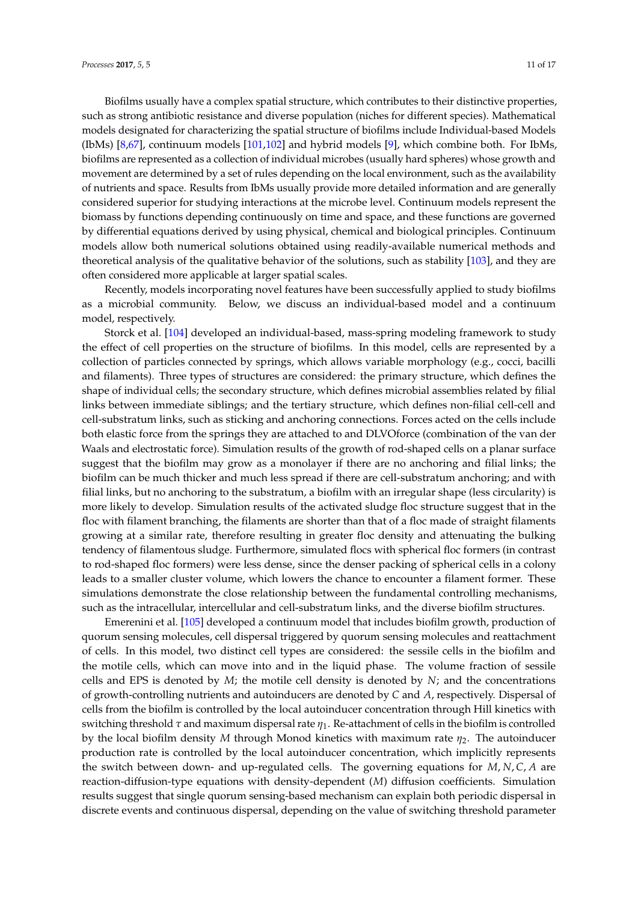Biofilms usually have a complex spatial structure, which contributes to their distinctive properties, such as strong antibiotic resistance and diverse population (niches for different species). Mathematical models designated for characterizing the spatial structure of biofilms include Individual-based Models (IbMs) [8,67], continuum models [101,102] and hybrid models [9], which combine both. For IbMs, biofilms are represented as a collection of individual microbes (usually hard spheres) whose growth and movement are determined by a set of rules depending on the local environment, such as the availability of nutrients and space. Results from IbMs usually provide more detailed information and are generally considered superior for studying interactions at the microbe level. Continuum models represent the biomass by functions depending continuously on time and space, and these functions are governed by differential equations derived by using physical, chemical and biological principles. Continuum models allow both numerical solutions obtained using readily-available numerical methods and theoretical analysis of the qualitative behavior of the solutions, such as stability [103], and they are often considered more applicable at larger spatial scales.

Recently, models incorporating novel features have been successfully applied to study biofilms as a microbial community. Below, we discuss an individual-based model and a continuum model, respectively.

Storck et al. [104] developed an individual-based, mass-spring modeling framework to study the effect of cell properties on the structure of biofilms. In this model, cells are represented by a collection of particles connected by springs, which allows variable morphology (e.g., cocci, bacilli and filaments). Three types of structures are considered: the primary structure, which defines the shape of individual cells; the secondary structure, which defines microbial assemblies related by filial links between immediate siblings; and the tertiary structure, which defines non-filial cell-cell and cell-substratum links, such as sticking and anchoring connections. Forces acted on the cells include both elastic force from the springs they are attached to and DLVOforce (combination of the van der Waals and electrostatic force). Simulation results of the growth of rod-shaped cells on a planar surface suggest that the biofilm may grow as a monolayer if there are no anchoring and filial links; the biofilm can be much thicker and much less spread if there are cell-substratum anchoring; and with filial links, but no anchoring to the substratum, a biofilm with an irregular shape (less circularity) is more likely to develop. Simulation results of the activated sludge floc structure suggest that in the floc with filament branching, the filaments are shorter than that of a floc made of straight filaments growing at a similar rate, therefore resulting in greater floc density and attenuating the bulking tendency of filamentous sludge. Furthermore, simulated flocs with spherical floc formers (in contrast to rod-shaped floc formers) were less dense, since the denser packing of spherical cells in a colony leads to a smaller cluster volume, which lowers the chance to encounter a filament former. These simulations demonstrate the close relationship between the fundamental controlling mechanisms, such as the intracellular, intercellular and cell-substratum links, and the diverse biofilm structures.

Emerenini et al. [105] developed a continuum model that includes biofilm growth, production of quorum sensing molecules, cell dispersal triggered by quorum sensing molecules and reattachment of cells. In this model, two distinct cell types are considered: the sessile cells in the biofilm and the motile cells, which can move into and in the liquid phase. The volume fraction of sessile cells and EPS is denoted by $M$; the motile cell density is denoted by $N$; and the concentrations of growth-controlling nutrients and autoinducers are denoted by $C$ and $A$, respectively. Dispersal of cells from the biofilm is controlled by the local autoinducer concentration through Hill kinetics with switching threshold $\tau$ and maximum dispersal rate $\eta_1$. Re-attachment of cells in the biofilm is controlled by the local biofilm density $M$ through Monod kinetics with maximum rate $\eta_2$. The autoinducer production rate is controlled by the local autoinducer concentration, which implicitly represents the switch between down- and up-regulated cells. The governing equations for $M, N, C, A$ are reaction-diffusion-type equations with density-dependent ($M$) diffusion coefficients. Simulation results suggest that single quorum sensing-based mechanism can explain both periodic dispersal in discrete events and continuous dispersal, depending on the value of switching threshold parameter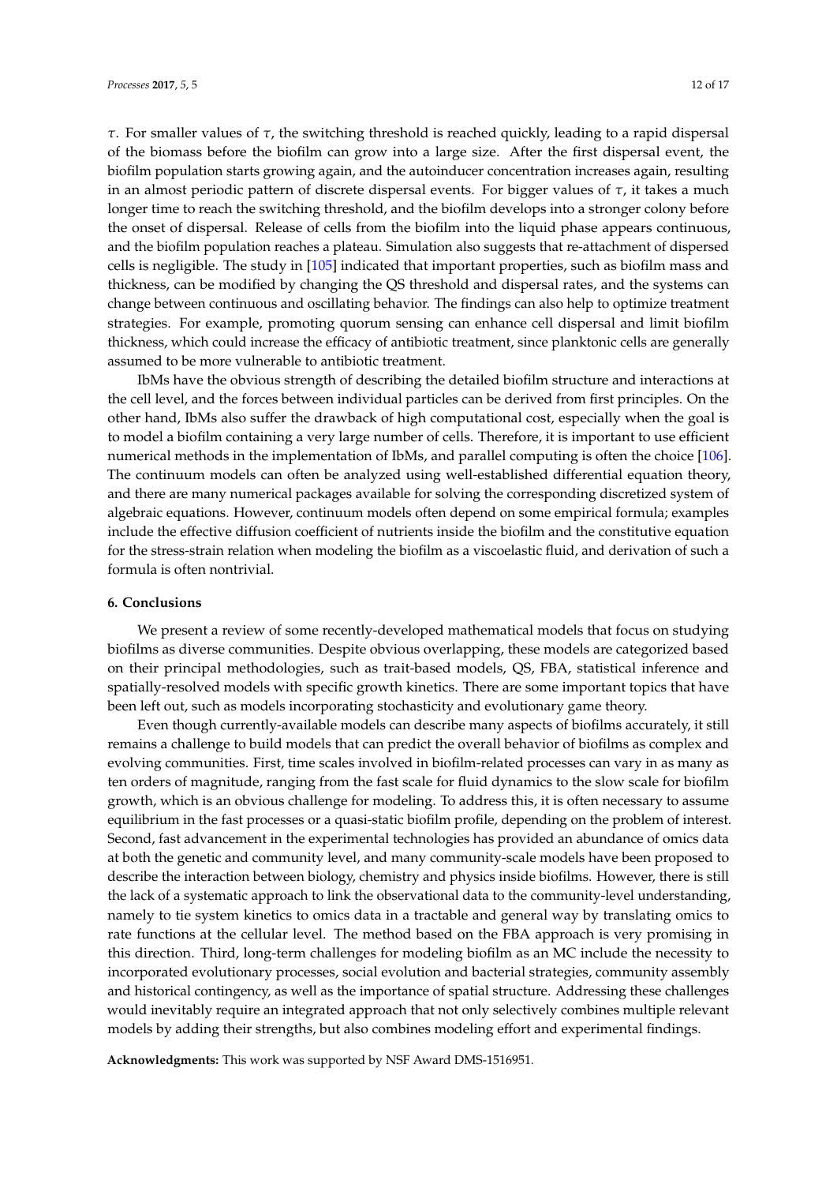$\tau$. For smaller values of $\tau$, the switching threshold is reached quickly, leading to a rapid dispersal of the biomass before the biofilm can grow into a large size. After the first dispersal event, the biofilm population starts growing again, and the autoinducer concentration increases again, resulting in an almost periodic pattern of discrete dispersal events. For bigger values of $\tau$, it takes a much longer time to reach the switching threshold, and the biofilm develops into a stronger colony before the onset of dispersal. Release of cells from the biofilm into the liquid phase appears continuous, and the biofilm population reaches a plateau. Simulation also suggests that re-attachment of dispersed cells is negligible. The study in [105] indicated that important properties, such as biofilm mass and thickness, can be modified by changing the QS threshold and dispersal rates, and the systems can change between continuous and oscillating behavior. The findings can also help to optimize treatment strategies. For example, promoting quorum sensing can enhance cell dispersal and limit biofilm thickness, which could increase the efficacy of antibiotic treatment, since planktonic cells are generally assumed to be more vulnerable to antibiotic treatment.

IbMs have the obvious strength of describing the detailed biofilm structure and interactions at the cell level, and the forces between individual particles can be derived from first principles. On the other hand, IbMs also suffer the drawback of high computational cost, especially when the goal is to model a biofilm containing a very large number of cells. Therefore, it is important to use efficient numerical methods in the implementation of IbMs, and parallel computing is often the choice [106]. The continuum models can often be analyzed using well-established differential equation theory, and there are many numerical packages available for solving the corresponding discretized system of algebraic equations. However, continuum models often depend on some empirical formula; examples include the effective diffusion coefficient of nutrients inside the biofilm and the constitutive equation for the stress-strain relation when modeling the biofilm as a viscoelastic fluid, and derivation of such a formula is often nontrivial.

## 6. Conclusions

We present a review of some recently-developed mathematical models that focus on studying biofilms as diverse communities. Despite obvious overlapping, these models are categorized based on their principal methodologies, such as trait-based models, QS, FBA, statistical inference and spatially-resolved models with specific growth kinetics. There are some important topics that have been left out, such as models incorporating stochasticity and evolutionary game theory.

Even though currently-available models can describe many aspects of biofilms accurately, it still remains a challenge to build models that can predict the overall behavior of biofilms as complex and evolving communities. First, time scales involved in biofilm-related processes can vary in as many as ten orders of magnitude, ranging from the fast scale for fluid dynamics to the slow scale for biofilm growth, which is an obvious challenge for modeling. To address this, it is often necessary to assume equilibrium in the fast processes or a quasi-static biofilm profile, depending on the problem of interest. Second, fast advancement in the experimental technologies has provided an abundance of omics data at both the genetic and community level, and many community-scale models have been proposed to describe the interaction between biology, chemistry and physics inside biofilms. However, there is still the lack of a systematic approach to link the observational data to the community-level understanding, namely to tie system kinetics to omics data in a tractable and general way by translating omics to rate functions at the cellular level. The method based on the FBA approach is very promising in this direction. Third, long-term challenges for modeling biofilm as an MC include the necessity to incorporated evolutionary processes, social evolution and bacterial strategies, community assembly and historical contingency, as well as the importance of spatial structure. Addressing these challenges would inevitably require an integrated approach that not only selectively combines multiple relevant models by adding their strengths, but also combines modeling effort and experimental findings.

**Acknowledgments:** This work was supported by NSF Award DMS-1516951.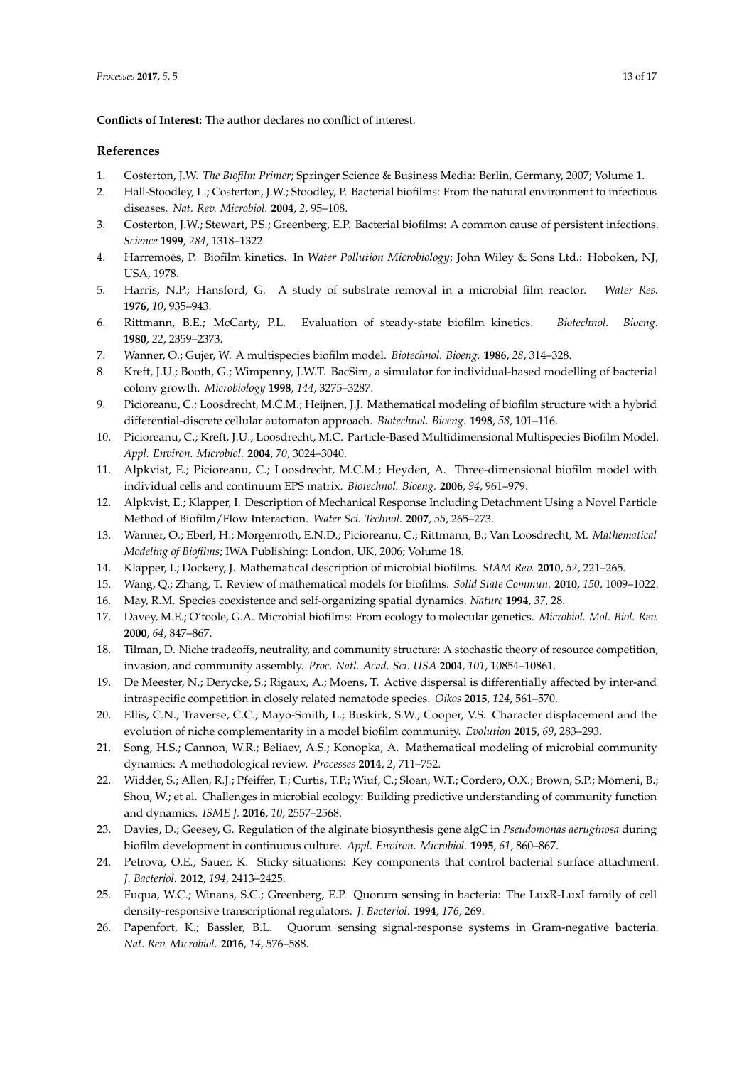**Conflicts of Interest:** The author declares no conflict of interest.

## References

1. Costerton, J.W. *The Biofilm Primer*; Springer Science & Business Media: Berlin, Germany, 2007; Volume 1.
2. Hall-Stoodley, L.; Costerton, J.W.; Stoodley, P. Bacterial biofilms: From the natural environment to infectious diseases. *Nat. Rev. Microbiol.* **2004**, *2*, 95–108.
3. Costerton, J.W.; Stewart, P.S.; Greenberg, E.P. Bacterial biofilms: A common cause of persistent infections. *Science* **1999**, *284*, 1318–1322.
4. Harremoës, P. Biofilm kinetics. In *Water Pollution Microbiology*; John Wiley & Sons Ltd.: Hoboken, NJ, USA, 1978.
5. Harris, N.P.; Hansford, G. A study of substrate removal in a microbial film reactor. *Water Res.* **1976**, *10*, 935–943.
6. Rittmann, B.E.; McCarty, P.L. Evaluation of steady-state biofilm kinetics. *Biotechnol. Bioeng.* **1980**, *22*, 2359–2373.
7. Wanner, O.; Gujer, W. A multispecies biofilm model. *Biotechnol. Bioeng.* **1986**, *28*, 314–328.
8. Kreft, J.U.; Booth, G.; Wimpenny, J.W.T. BacSim, a simulator for individual-based modelling of bacterial colony growth. *Microbiology* **1998**, *144*, 3275–3287.
9. Picioreanu, C.; Loosdrecht, M.C.M.; Heijnen, J.J. Mathematical modeling of biofilm structure with a hybrid differential-discrete cellular automaton approach. *Biotechnol. Bioeng.* **1998**, *58*, 101–116.
10. Picioreanu, C.; Kreft, J.U.; Loosdrecht, M.C. Particle-Based Multidimensional Multispecies Biofilm Model. *Appl. Environ. Microbiol.* **2004**, *70*, 3024–3040.
11. Alpkvist, E.; Picioreanu, C.; Loosdrecht, M.C.M.; Heyden, A. Three-dimensional biofilm model with individual cells and continuum EPS matrix. *Biotechnol. Bioeng.* **2006**, *94*, 961–979.
12. Alpkvist, E.; Klapper, I. Description of Mechanical Response Including Detachment Using a Novel Particle Method of Biofilm/Flow Interaction. *Water Sci. Technol.* **2007**, *55*, 265–273.
13. Wanner, O.; Eberl, H.; Morgenroth, E.N.D.; Picioreanu, C.; Rittmann, B.; Van Loosdrecht, M. *Mathematical Modeling of Biofilms*; IWA Publishing: London, UK, 2006; Volume 18.
14. Klapper, I.; Dockery, J. Mathematical description of microbial biofilms. *SIAM Rev.* **2010**, *52*, 221–265.
15. Wang, Q.; Zhang, T. Review of mathematical models for biofilms. *Solid State Commun.* **2010**, *150*, 1009–1022.
16. May, R.M. Species coexistence and self-organizing spatial dynamics. *Nature* **1994**, *37*, 28.
17. Davey, M.E.; O'toole, G.A. Microbial biofilms: From ecology to molecular genetics. *Microbiol. Mol. Biol. Rev.* **2000**, *64*, 847–867.
18. Tilman, D. Niche tradeoffs, neutrality, and community structure: A stochastic theory of resource competition, invasion, and community assembly. *Proc. Natl. Acad. Sci. USA* **2004**, *101*, 10854–10861.
19. De Meester, N.; Derycke, S.; Rigaux, A.; Moens, T. Active dispersal is differentially affected by inter-and intraspecific competition in closely related nematode species. *Oikos* **2015**, *124*, 561–570.
20. Ellis, C.N.; Traverse, C.C.; Mayo-Smith, L.; Buskirk, S.W.; Cooper, V.S. Character displacement and the evolution of niche complementarity in a model biofilm community. *Evolution* **2015**, *69*, 283–293.
21. Song, H.S.; Cannon, W.R.; Beliaev, A.S.; Konopka, A. Mathematical modeling of microbial community dynamics: A methodological review. *Processes* **2014**, *2*, 711–752.
22. Widder, S.; Allen, R.J.; Pfeiffer, T.; Curtis, T.P.; Wiuf, C.; Sloan, W.T.; Cordero, O.X.; Brown, S.P.; Momeni, B.; Shou, W.; et al. Challenges in microbial ecology: Building predictive understanding of community function and dynamics. *ISME J.* **2016**, *10*, 2557–2568.
23. Davies, D.; Geesey, G. Regulation of the alginate biosynthesis gene algC in *Pseudomonas aeruginosa* during biofilm development in continuous culture. *Appl. Environ. Microbiol.* **1995**, *61*, 860–867.
24. Petrova, O.E.; Sauer, K. Sticky situations: Key components that control bacterial surface attachment. *J. Bacteriol.* **2012**, *194*, 2413–2425.
25. Fuqua, W.C.; Winans, S.C.; Greenberg, E.P. Quorum sensing in bacteria: The LuxR-LuxI family of cell density-responsive transcriptional regulators. *J. Bacteriol.* **1994**, *176*, 269.
26. Papenfort, K.; Bassler, B.L. Quorum sensing signal-response systems in Gram-negative bacteria. *Nat. Rev. Microbiol.* **2016**, *14*, 576–588.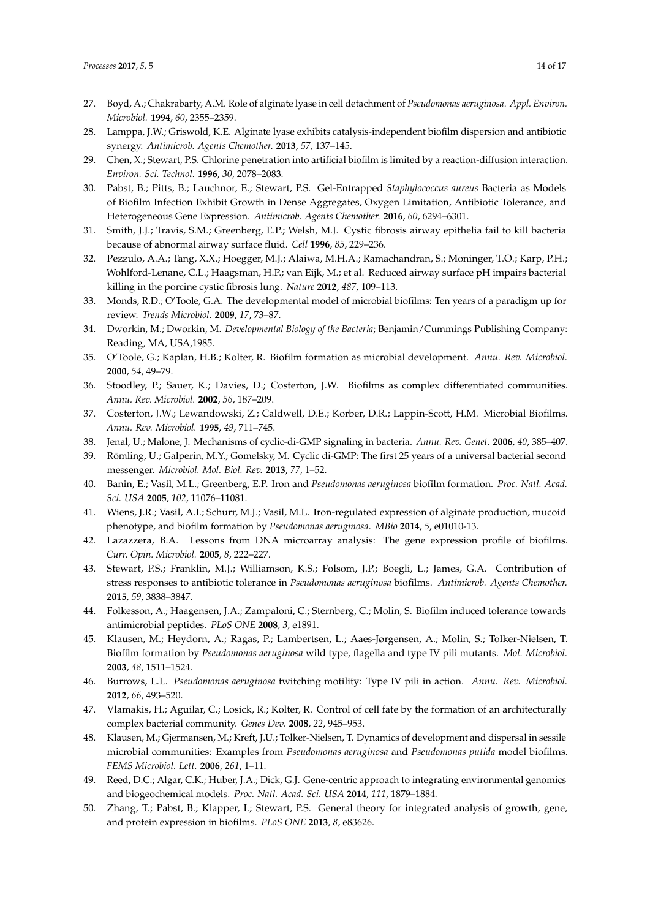27. Boyd, A.; Chakrabarty, A.M. Role of alginate lyase in cell detachment of *Pseudomonas aeruginosa*. *Appl. Environ. Microbiol.* **1994**, *60*, 2355–2359.
28. Lamppa, J.W.; Griswold, K.E. Alginate lyase exhibits catalysis-independent biofilm dispersion and antibiotic synergy. *Antimicrob. Agents Chemother.* **2013**, *57*, 137–145.
29. Chen, X.; Stewart, P.S. Chlorine penetration into artificial biofilm is limited by a reaction-diffusion interaction. *Environ. Sci. Technol.* **1996**, *30*, 2078–2083.
30. Pabst, B.; Pitts, B.; Lauchnor, E.; Stewart, P.S. Gel-Entrapped *Staphylococcus aureus* Bacteria as Models of Biofilm Infection Exhibit Growth in Dense Aggregates, Oxygen Limitation, Antibiotic Tolerance, and Heterogeneous Gene Expression. *Antimicrob. Agents Chemother.* **2016**, *60*, 6294–6301.
31. Smith, J.J.; Travis, S.M.; Greenberg, E.P.; Welsh, M.J. Cystic fibrosis airway epithelia fail to kill bacteria because of abnormal airway surface fluid. *Cell* **1996**, *85*, 229–236.
32. Pezzulo, A.A.; Tang, X.X.; Hoegger, M.J.; Alaiwa, M.H.A.; Ramachandran, S.; Moninger, T.O.; Karp, P.H.; Wohlford-Lenane, C.L.; Haagsman, H.P.; van Eijk, M.; et al. Reduced airway surface pH impairs bacterial killing in the porcine cystic fibrosis lung. *Nature* **2012**, *487*, 109–113.
33. Monds, R.D.; O'Toole, G.A. The developmental model of microbial biofilms: Ten years of a paradigm up for review. *Trends Microbiol.* **2009**, *17*, 73–87.
34. Dworkin, M.; Dworkin, M. *Developmental Biology of the Bacteria*; Benjamin/Cummings Publishing Company: Reading, MA, USA,1985.
35. O'Toole, G.; Kaplan, H.B.; Kolter, R. Biofilm formation as microbial development. *Annu. Rev. Microbiol.* **2000**, *54*, 49–79.
36. Stoodley, P.; Sauer, K.; Davies, D.; Costerton, J.W. Biofilms as complex differentiated communities. *Annu. Rev. Microbiol.* **2002**, *56*, 187–209.
37. Costerton, J.W.; Lewandowski, Z.; Caldwell, D.E.; Korber, D.R.; Lappin-Scott, H.M. Microbial Biofilms. *Annu. Rev. Microbiol.* **1995**, *49*, 711–745.
38. Jenal, U.; Malone, J. Mechanisms of cyclic-di-GMP signaling in bacteria. *Annu. Rev. Genet.* **2006**, *40*, 385–407.
39. Römling, U.; Galperin, M.Y.; Gomelsky, M. Cyclic di-GMP: The first 25 years of a universal bacterial second messenger. *Microbiol. Mol. Biol. Rev.* **2013**, *77*, 1–52.
40. Banin, E.; Vasil, M.L.; Greenberg, E.P. Iron and *Pseudomonas aeruginosa* biofilm formation. *Proc. Natl. Acad. Sci. USA* **2005**, *102*, 11076–11081.
41. Wiens, J.R.; Vasil, A.I.; Schurr, M.J.; Vasil, M.L. Iron-regulated expression of alginate production, mucoid phenotype, and biofilm formation by *Pseudomonas aeruginosa*. *MBio* **2014**, *5*, e01010-13.
42. Lazazzera, B.A. Lessons from DNA microarray analysis: The gene expression profile of biofilms. *Curr. Opin. Microbiol.* **2005**, *8*, 222–227.
43. Stewart, P.S.; Franklin, M.J.; Williamson, K.S.; Folsom, J.P.; Boegli, L.; James, G.A. Contribution of stress responses to antibiotic tolerance in *Pseudomonas aeruginosa* biofilms. *Antimicrob. Agents Chemother.* **2015**, *59*, 3838–3847.
44. Folkesson, A.; Haagensen, J.A.; Zampaloni, C.; Sternberg, C.; Molin, S. Biofilm induced tolerance towards antimicrobial peptides. *PLoS ONE* **2008**, *3*, e1891.
45. Klausen, M.; Heydorn, A.; Ragas, P.; Lambertsen, L.; Aaes-Jørgensen, A.; Molin, S.; Tolker-Nielsen, T. Biofilm formation by *Pseudomonas aeruginosa* wild type, flagella and type IV pili mutants. *Mol. Microbiol.* **2003**, *48*, 1511–1524.
46. Burrows, L.L. *Pseudomonas aeruginosa* twitching motility: Type IV pili in action. *Annu. Rev. Microbiol.* **2012**, *66*, 493–520.
47. Vlamakis, H.; Aguilar, C.; Losick, R.; Kolter, R. Control of cell fate by the formation of an architecturally complex bacterial community. *Genes Dev.* **2008**, *22*, 945–953.
48. Klausen, M.; Gjermansen, M.; Kreft, J.U.; Tolker-Nielsen, T. Dynamics of development and dispersal in sessile microbial communities: Examples from *Pseudomonas aeruginosa* and *Pseudomonas putida* model biofilms. *FEMS Microbiol. Lett.* **2006**, *261*, 1–11.
49. Reed, D.C.; Algar, C.K.; Huber, J.A.; Dick, G.J. Gene-centric approach to integrating environmental genomics and biogeochemical models. *Proc. Natl. Acad. Sci. USA* **2014**, *111*, 1879–1884.
50. Zhang, T.; Pabst, B.; Klapper, I.; Stewart, P.S. General theory for integrated analysis of growth, gene, and protein expression in biofilms. *PLoS ONE* **2013**, *8*, e83626.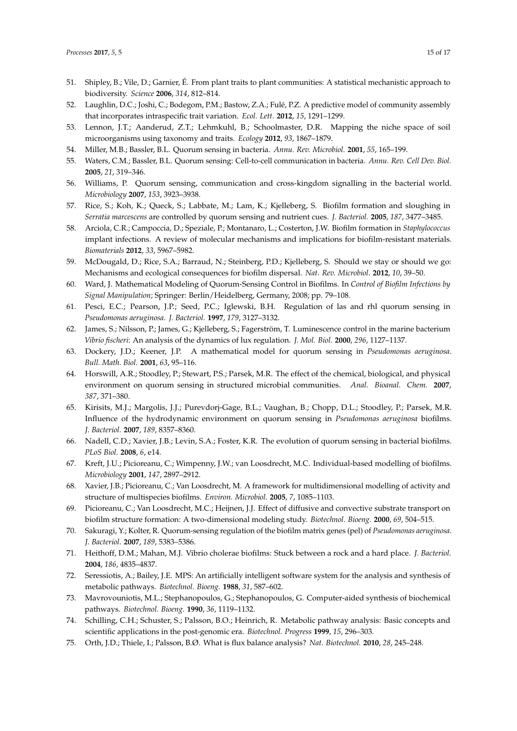51. Shipley, B.; Vile, D.; Garnier, É. From plant traits to plant communities: A statistical mechanistic approach to biodiversity. *Science* **2006**, *314*, 812–814.
52. Laughlin, D.C.; Joshi, C.; Bodegom, P.M.; Bastow, Z.A.; Fulé, P.Z. A predictive model of community assembly that incorporates intraspecific trait variation. *Ecol. Lett.* **2012**, *15*, 1291–1299.
53. Lennon, J.T.; Aanderud, Z.T.; Lehmkuhl, B.; Schoolmaster, D.R. Mapping the niche space of soil microorganisms using taxonomy and traits. *Ecology* **2012**, *93*, 1867–1879.
54. Miller, M.B.; Bassler, B.L. Quorum sensing in bacteria. *Annu. Rev. Microbiol.* **2001**, *55*, 165–199.
55. Waters, C.M.; Bassler, B.L. Quorum sensing: Cell-to-cell communication in bacteria. *Annu. Rev. Cell Dev. Biol.* **2005**, *21*, 319–346.
56. Williams, P. Quorum sensing, communication and cross-kingdom signalling in the bacterial world. *Microbiology* **2007**, *153*, 3923–3938.
57. Rice, S.; Koh, K.; Queck, S.; Labbate, M.; Lam, K.; Kjelleberg, S. Biofilm formation and sloughing in *Serratia marcescens* are controlled by quorum sensing and nutrient cues. *J. Bacteriol.* **2005**, *187*, 3477–3485.
58. Arciola, C.R.; Campoccia, D.; Speziale, P.; Montanaro, L.; Costerton, J.W. Biofilm formation in *Staphylococcus* implant infections. A review of molecular mechanisms and implications for biofilm-resistant materials. *Biomaterials* **2012**, *33*, 5967–5982.
59. McDougald, D.; Rice, S.A.; Barraud, N.; Steinberg, P.D.; Kjelleberg, S. Should we stay or should we go: Mechanisms and ecological consequences for biofilm dispersal. *Nat. Rev. Microbiol.* **2012**, *10*, 39–50.
60. Ward, J. Mathematical Modeling of Quorum-Sensing Control in Biofilms. In *Control of Biofilm Infections by Signal Manipulation*; Springer: Berlin/Heidelberg, Germany, 2008; pp. 79–108.
61. Pesci, E.C.; Pearson, J.P.; Seed, P.C.; Iglewski, B.H. Regulation of las and rhl quorum sensing in *Pseudomonas aeruginosa*. *J. Bacteriol.* **1997**, *179*, 3127–3132.
62. James, S.; Nilsson, P.; James, G.; Kjelleberg, S.; Fagerström, T. Luminescence control in the marine bacterium *Vibrio fischeri*: An analysis of the dynamics of lux regulation. *J. Mol. Biol.* **2000**, *296*, 1127–1137.
63. Dockery, J.D.; Keener, J.P. A mathematical model for quorum sensing in *Pseudomonas aeruginosa*. *Bull. Math. Biol.* **2001**, *63*, 95–116.
64. Horswill, A.R.; Stoodley, P.; Stewart, P.S.; Parsek, M.R. The effect of the chemical, biological, and physical environment on quorum sensing in structured microbial communities. *Anal. Bioanal. Chem.* **2007**, *387*, 371–380.
65. Kirisits, M.J.; Margolis, J.J.; Purevdorj-Gage, B.L.; Vaughan, B.; Chopp, D.L.; Stoodley, P.; Parsek, M.R. Influence of the hydrodynamic environment on quorum sensing in *Pseudomonas aeruginosa* biofilms. *J. Bacteriol.* **2007**, *189*, 8357–8360.
66. Nadell, C.D.; Xavier, J.B.; Levin, S.A.; Foster, K.R. The evolution of quorum sensing in bacterial biofilms. *PLoS Biol.* **2008**, *6*, e14.
67. Kreft, J.U.; Picioreanu, C.; Wimpenny, J.W.; van Loosdrecht, M.C. Individual-based modelling of biofilms. *Microbiology* **2001**, *147*, 2897–2912.
68. Xavier, J.B.; Picioreanu, C.; Van Loosdrecht, M. A framework for multidimensional modelling of activity and structure of multispecies biofilms. *Environ. Microbiol.* **2005**, *7*, 1085–1103.
69. Picioreanu, C.; Van Loosdrecht, M.C.; Heijnen, J.J. Effect of diffusive and convective substrate transport on biofilm structure formation: A two-dimensional modeling study. *Biotechnol. Bioeng.* **2000**, *69*, 504–515.
70. Sakuragi, Y.; Kolter, R. Quorum-sensing regulation of the biofilm matrix genes (pel) of *Pseudomonas aeruginosa*. *J. Bacteriol.* **2007**, *189*, 5383–5386.
71. Heithoff, D.M.; Mahan, M.J. Vibrio cholerae biofilms: Stuck between a rock and a hard place. *J. Bacteriol.* **2004**, *186*, 4835–4837.
72. Seressiotis, A.; Bailey, J.E. MPS: An artificially intelligent software system for the analysis and synthesis of metabolic pathways. *Biotechnol. Bioeng.* **1988**, *31*, 587–602.
73. Mavrovouniotis, M.L.; Stephanopoulos, G.; Stephanopoulos, G. Computer-aided synthesis of biochemical pathways. *Biotechnol. Bioeng.* **1990**, *36*, 1119–1132.
74. Schilling, C.H.; Schuster, S.; Palsson, B.O.; Heinrich, R. Metabolic pathway analysis: Basic concepts and scientific applications in the post-genomic era. *Biotechnol. Progress* **1999**, *15*, 296–303.
75. Orth, J.D.; Thiele, I.; Palsson, B.Ø. What is flux balance analysis? *Nat. Biotechnol.* **2010**, *28*, 245–248.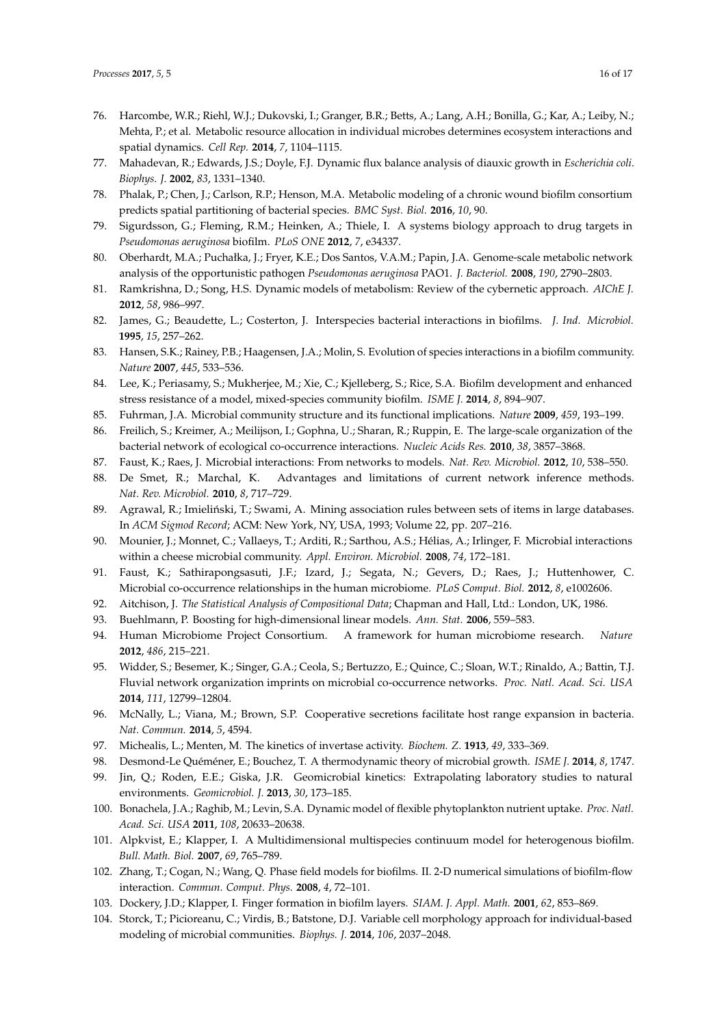76. Harcombe, W.R.; Riehl, W.J.; Dukovski, I.; Granger, B.R.; Betts, A.; Lang, A.H.; Bonilla, G.; Kar, A.; Leiby, N.; Mehta, P.; et al. Metabolic resource allocation in individual microbes determines ecosystem interactions and spatial dynamics. *Cell Rep.* **2014**, *7*, 1104–1115.
77. Mahadevan, R.; Edwards, J.S.; Doyle, F.J. Dynamic flux balance analysis of diauxic growth in *Escherichia coli*. *Biophys. J.* **2002**, *83*, 1331–1340.
78. Phalak, P.; Chen, J.; Carlson, R.P.; Henson, M.A. Metabolic modeling of a chronic wound biofilm consortium predicts spatial partitioning of bacterial species. *BMC Syst. Biol.* **2016**, *10*, 90.
79. Sigurdsson, G.; Fleming, R.M.; Heinken, A.; Thiele, I. A systems biology approach to drug targets in *Pseudomonas aeruginosa* biofilm. *PLoS ONE* **2012**, *7*, e34337.
80. Oberhardt, M.A.; Puchałka, J.; Fryer, K.E.; Dos Santos, V.A.M.; Papin, J.A. Genome-scale metabolic network analysis of the opportunistic pathogen *Pseudomonas aeruginosa* PAO1. *J. Bacteriol.* **2008**, *190*, 2790–2803.
81. Ramkrishna, D.; Song, H.S. Dynamic models of metabolism: Review of the cybernetic approach. *AIChE J.* **2012**, *58*, 986–997.
82. James, G.; Beaudette, L.; Costerton, J. Interspecies bacterial interactions in biofilms. *J. Ind. Microbiol.* **1995**, *15*, 257–262.
83. Hansen, S.K.; Rainey, P.B.; Haagensen, J.A.; Molin, S. Evolution of species interactions in a biofilm community. *Nature* **2007**, *445*, 533–536.
84. Lee, K.; Periasamy, S.; Mukherjee, M.; Xie, C.; Kjelleberg, S.; Rice, S.A. Biofilm development and enhanced stress resistance of a model, mixed-species community biofilm. *ISME J.* **2014**, *8*, 894–907.
85. Fuhrman, J.A. Microbial community structure and its functional implications. *Nature* **2009**, *459*, 193–199.
86. Freilich, S.; Kreimer, A.; Meilijson, I.; Gophna, U.; Sharan, R.; Ruppin, E. The large-scale organization of the bacterial network of ecological co-occurrence interactions. *Nucleic Acids Res.* **2010**, *38*, 3857–3868.
87. Faust, K.; Raes, J. Microbial interactions: From networks to models. *Nat. Rev. Microbiol.* **2012**, *10*, 538–550.
88. De Smet, R.; Marchal, K. Advantages and limitations of current network inference methods. *Nat. Rev. Microbiol.* **2010**, *8*, 717–729.
89. Agrawal, R.; Imieliński, T.; Swami, A. Mining association rules between sets of items in large databases. In *ACM Sigmod Record*; ACM: New York, NY, USA, 1993; Volume 22, pp. 207–216.
90. Mounier, J.; Monnet, C.; Vallaeys, T.; Arditi, R.; Sarthou, A.S.; Hélias, A.; Irlinger, F. Microbial interactions within a cheese microbial community. *Appl. Environ. Microbiol.* **2008**, *74*, 172–181.
91. Faust, K.; Sathirapongsasuti, J.F.; Izard, J.; Segata, N.; Gevers, D.; Raes, J.; Huttenhower, C. Microbial co-occurrence relationships in the human microbiome. *PLoS Comput. Biol.* **2012**, *8*, e1002606.
92. Aitchison, J. *The Statistical Analysis of Compositional Data*; Chapman and Hall, Ltd.: London, UK, 1986.
93. Buehlmann, P. Boosting for high-dimensional linear models. *Ann. Stat.* **2006**, 559–583.
94. Human Microbiome Project Consortium. A framework for human microbiome research. *Nature* **2012**, *486*, 215–221.
95. Widder, S.; Besemer, K.; Singer, G.A.; Ceola, S.; Bertuzzo, E.; Quince, C.; Sloan, W.T.; Rinaldo, A.; Battin, T.J. Fluvial network organization imprints on microbial co-occurrence networks. *Proc. Natl. Acad. Sci. USA* **2014**, *111*, 12799–12804.
96. McNally, L.; Viana, M.; Brown, S.P. Cooperative secretions facilitate host range expansion in bacteria. *Nat. Commun.* **2014**, *5*, 4594.
97. Michealis, L.; Menten, M. The kinetics of invertase activity. *Biochem. Z.* **1913**, *49*, 333–369.
98. Desmond-Le Quéméner, E.; Bouchez, T. A thermodynamic theory of microbial growth. *ISME J.* **2014**, *8*, 1747.
99. Jin, Q.; Roden, E.E.; Giska, J.R. Geomicrobial kinetics: Extrapolating laboratory studies to natural environments. *Geomicrobiol. J.* **2013**, *30*, 173–185.
100. Bonachela, J.A.; Raghib, M.; Levin, S.A. Dynamic model of flexible phytoplankton nutrient uptake. *Proc. Natl. Acad. Sci. USA* **2011**, *108*, 20633–20638.
101. Alpkvist, E.; Klapper, I. A Multidimensional multispecies continuum model for heterogenous biofilm. *Bull. Math. Biol.* **2007**, *69*, 765–789.
102. Zhang, T.; Cogan, N.; Wang, Q. Phase field models for biofilms. II. 2-D numerical simulations of biofilm-flow interaction. *Commun. Comput. Phys.* **2008**, *4*, 72–101.
103. Dockery, J.D.; Klapper, I. Finger formation in biofilm layers. *SIAM. J. Appl. Math.* **2001**, *62*, 853–869.
104. Storck, T.; Picioreanu, C.; Virdis, B.; Batstone, D.J. Variable cell morphology approach for individual-based modeling of microbial communities. *Biophys. J.* **2014**, *106*, 2037–2048.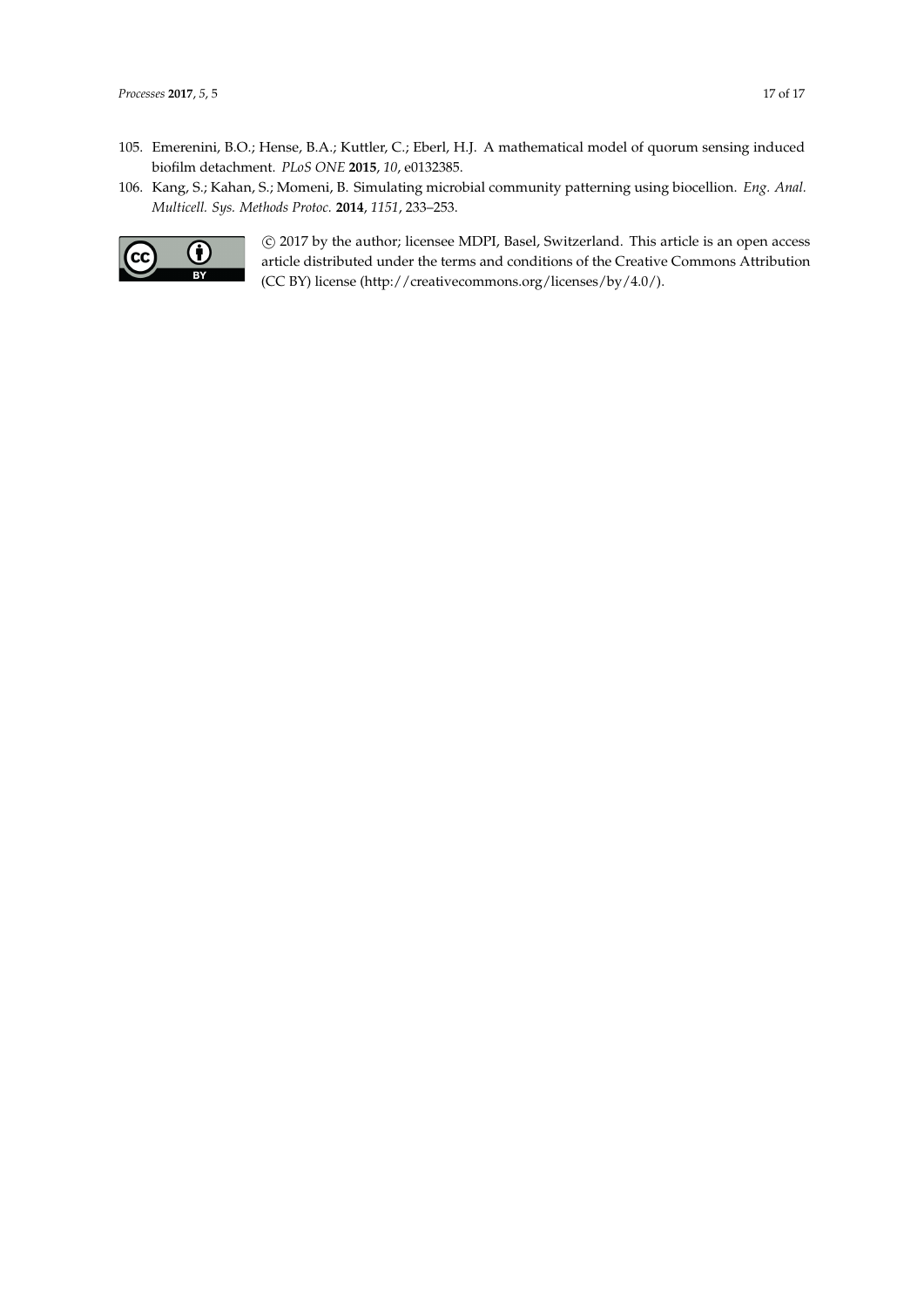105. Emerenini, B.O.; Hense, B.A.; Kuttler, C.; Eberl, H.J. A mathematical model of quorum sensing induced biofilm detachment. *PLoS ONE* **2015**, *10*, e0132385.
106. Kang, S.; Kahan, S.; Momeni, B. Simulating microbial community patterning using biocellion. *Eng. Anal. Multicell. Sys. Methods Protoc.* **2014**, *1151*, 233–253.

© 2017 by the author; licensee MDPI, Basel, Switzerland. This article is an open access article distributed under the terms and conditions of the Creative Commons Attribution (CC BY) license (http://creativecommons.org/licenses/by/4.0/).